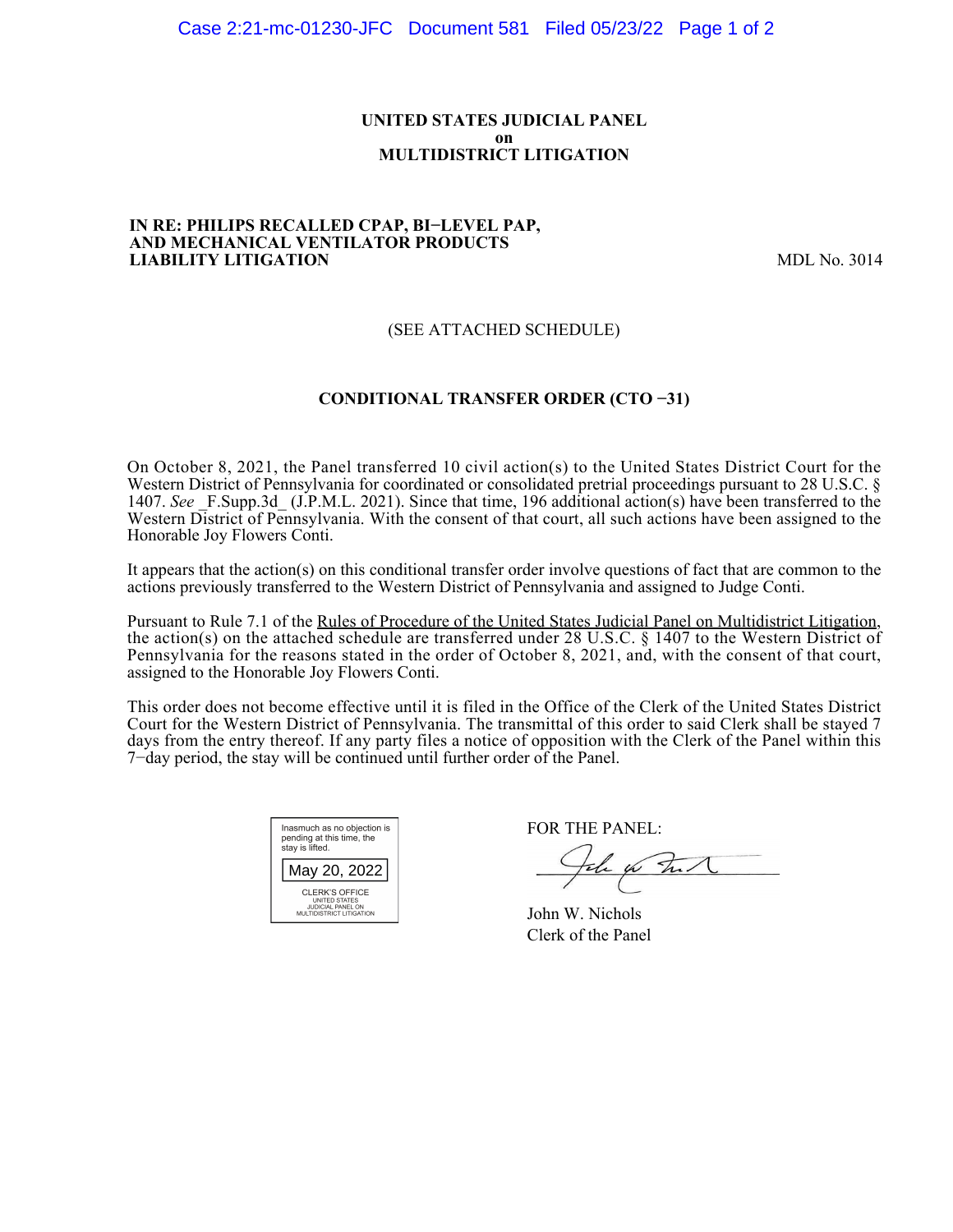**UNITED STATES JUDICIAL PANEL**
**on**
**MULTIDISTRICT LITIGATION**

**IN RE: PHILIPS RECALLED CPAP, BI−LEVEL PAP, AND MECHANICAL VENTILATOR PRODUCTS LIABILITY LITIGATION** MDL No. 3014

(SEE ATTACHED SCHEDULE)

**CONDITIONAL TRANSFER ORDER (CTO −31)**

On October 8, 2021, the Panel transferred 10 civil action(s) to the United States District Court for the Western District of Pennsylvania for coordinated or consolidated pretrial proceedings pursuant to 28 U.S.C. § 1407. *See* _F.Supp.3d_ (J.P.M.L. 2021). Since that time, 196 additional action(s) have been transferred to the Western District of Pennsylvania. With the consent of that court, all such actions have been assigned to the Honorable Joy Flowers Conti.

It appears that the action(s) on this conditional transfer order involve questions of fact that are common to the actions previously transferred to the Western District of Pennsylvania and assigned to Judge Conti.

Pursuant to Rule 7.1 of the Rules of Procedure of the United States Judicial Panel on Multidistrict Litigation, the action(s) on the attached schedule are transferred under 28 U.S.C. § 1407 to the Western District of Pennsylvania for the reasons stated in the order of October 8, 2021, and, with the consent of that court, assigned to the Honorable Joy Flowers Conti.

This order does not become effective until it is filed in the Office of the Clerk of the United States District Court for the Western District of Pennsylvania. The transmittal of this order to said Clerk shall be stayed 7 days from the entry thereof. If any party files a notice of opposition with the Clerk of the Panel within this 7−day period, the stay will be continued until further order of the Panel.

Inasmuch as no objection is pending at this time, the stay is lifted.

May 20, 2022

CLERK'S OFFICE
UNITED STATES
JUDICIAL PANEL ON
MULTIDISTRICT LITIGATION

FOR THE PANEL:

John W. Nichols
Clerk of the Panel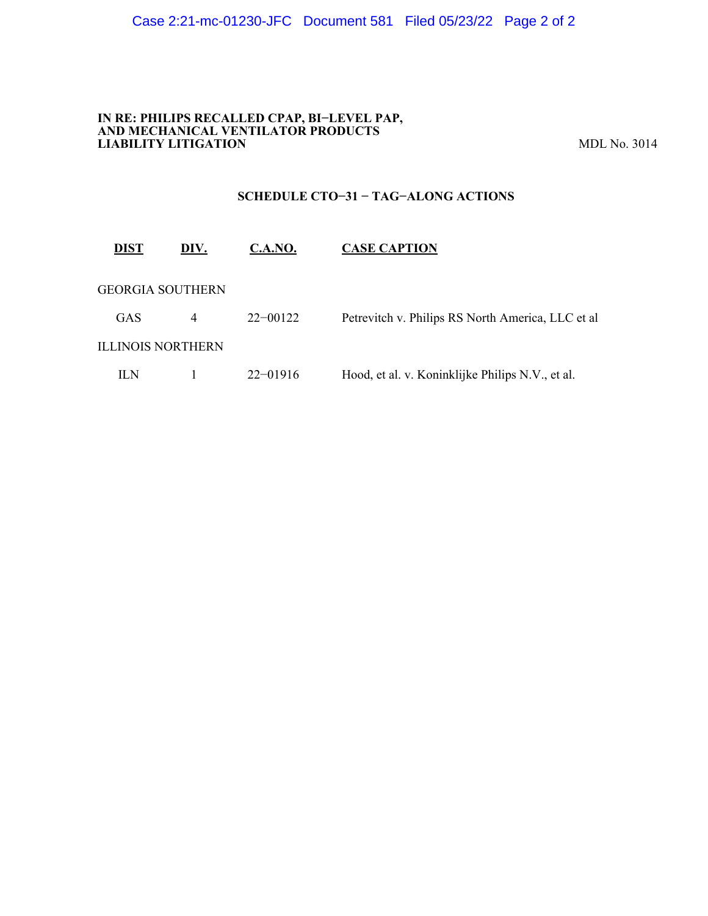**IN RE: PHILIPS RECALLED CPAP, BI−LEVEL PAP, AND MECHANICAL VENTILATOR PRODUCTS LIABILITY LITIGATION**

MDL No. 3014

## SCHEDULE CTO−31 − TAG−ALONG ACTIONS

| DIST | DIV. | C.A.NO. | CASE CAPTION |
|---|---|---|---|
| GEORGIA SOUTHERN | | | |
| GAS | 4 | 22−00122 | Petrevitch v. Philips RS North America, LLC et al |
| ILLINOIS NORTHERN | | | |
| ILN | 1 | 22−01916 | Hood, et al. v. Koninklijke Philips N.V., et al. |